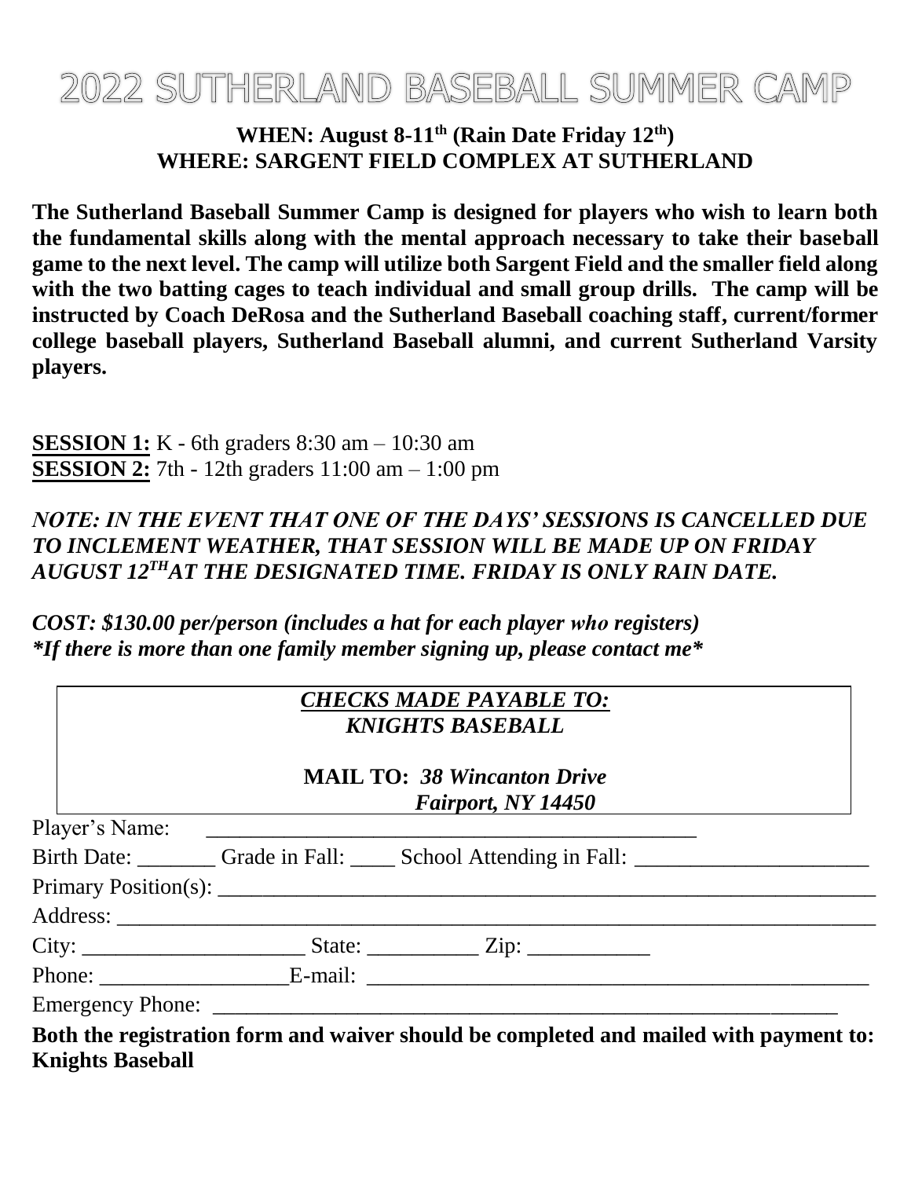# 2022 SUTHERLAND BASEBALL SUMMER CAMP

**WHEN: August 8-11th (Rain Date Friday 12th)**
**WHERE: SARGENT FIELD COMPLEX AT SUTHERLAND**

**The Sutherland Baseball Summer Camp is designed for players who wish to learn both the fundamental skills along with the mental approach necessary to take their baseball game to the next level. The camp will utilize both Sargent Field and the smaller field along with the two batting cages to teach individual and small group drills. The camp will be instructed by Coach DeRosa and the Sutherland Baseball coaching staff, current/former college baseball players, Sutherland Baseball alumni, and current Sutherland Varsity players.**

**SESSION 1:** K - 6th graders 8:30 am – 10:30 am
**SESSION 2:** 7th - 12th graders 11:00 am – 1:00 pm

***NOTE: IN THE EVENT THAT ONE OF THE DAYS' SESSIONS IS CANCELLED DUE TO INCLEMENT WEATHER, THAT SESSION WILL BE MADE UP ON FRIDAY AUGUST 12TH AT THE DESIGNATED TIME. FRIDAY IS ONLY RAIN DATE.***

***COST: $130.00 per/person (includes a hat for each player who registers)***
***\*If there is more than one family member signing up, please contact me\****

***CHECKS MADE PAYABLE TO:***
***KNIGHTS BASEBALL***

**MAIL TO:** ***38 Wincanton Drive***
***Fairport, NY 14450***

Player's Name: ______________________________________________

Birth Date: _______ Grade in Fall: ____ School Attending in Fall: ______________________

Primary Position(s): ______________________________________________________________

Address: ________________________________________________________________________

City: ____________________ State: __________ Zip: ___________

Phone: _________________E-mail: ______________________________________________

Emergency Phone: ____________________________________________________________

**Both the registration form and waiver should be completed and mailed with payment to: Knights Baseball**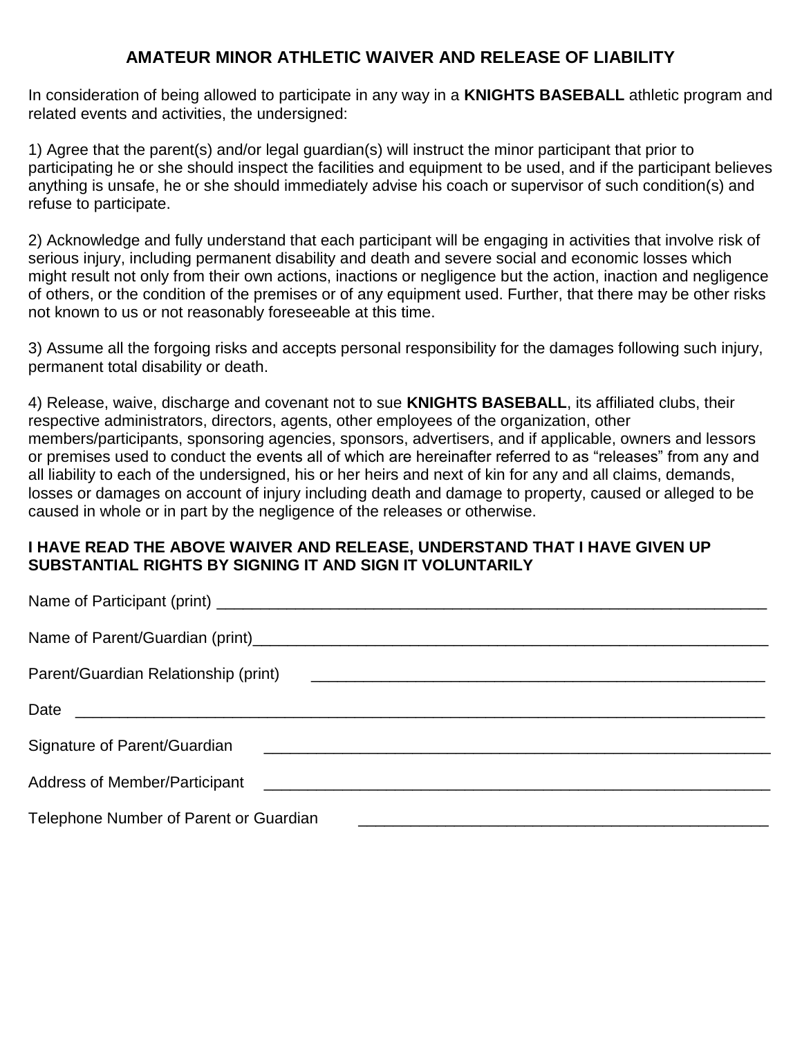# AMATEUR MINOR ATHLETIC WAIVER AND RELEASE OF LIABILITY

In consideration of being allowed to participate in any way in a **KNIGHTS BASEBALL** athletic program and related events and activities, the undersigned:

1) Agree that the parent(s) and/or legal guardian(s) will instruct the minor participant that prior to participating he or she should inspect the facilities and equipment to be used, and if the participant believes anything is unsafe, he or she should immediately advise his coach or supervisor of such condition(s) and refuse to participate.

2) Acknowledge and fully understand that each participant will be engaging in activities that involve risk of serious injury, including permanent disability and death and severe social and economic losses which might result not only from their own actions, inactions or negligence but the action, inaction and negligence of others, or the condition of the premises or of any equipment used. Further, that there may be other risks not known to us or not reasonably foreseeable at this time.

3) Assume all the forgoing risks and accepts personal responsibility for the damages following such injury, permanent total disability or death.

4) Release, waive, discharge and covenant not to sue **KNIGHTS BASEBALL**, its affiliated clubs, their respective administrators, directors, agents, other employees of the organization, other members/participants, sponsoring agencies, sponsors, advertisers, and if applicable, owners and lessors or premises used to conduct the events all of which are hereinafter referred to as "releases" from any and all liability to each of the undersigned, his or her heirs and next of kin for any and all claims, demands, losses or damages on account of injury including death and damage to property, caused or alleged to be caused in whole or in part by the negligence of the releases or otherwise.

**I HAVE READ THE ABOVE WAIVER AND RELEASE, UNDERSTAND THAT I HAVE GIVEN UP SUBSTANTIAL RIGHTS BY SIGNING IT AND SIGN IT VOLUNTARILY**

Name of Participant (print) ____________________________________________

Name of Parent/Guardian (print)____________________________________________

Parent/Guardian Relationship (print) ____________________________________________

Date ____________________________________________

Signature of Parent/Guardian ____________________________________________

Address of Member/Participant ____________________________________________

Telephone Number of Parent or Guardian ____________________________________________